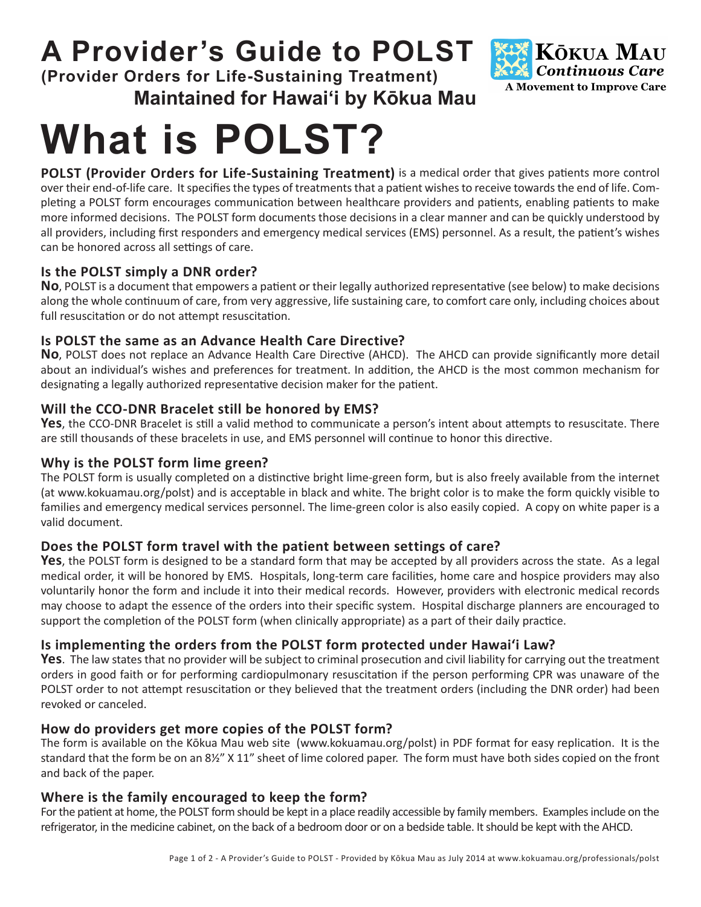# A Provider's Guide to POLST

**(Provider Orders for Life-Sustaining Treatment)**

**Maintained for Hawai'i by Kōkua Mau**

Kōkua Mau
*Continuous Care*
A Movement to Improve Care

# What is POLST?

**POLST (Provider Orders for Life-Sustaining Treatment)** is a medical order that gives patients more control over their end-of-life care. It specifies the types of treatments that a patient wishes to receive towards the end of life. Completing a POLST form encourages communication between healthcare providers and patients, enabling patients to make more informed decisions. The POLST form documents those decisions in a clear manner and can be quickly understood by all providers, including first responders and emergency medical services (EMS) personnel. As a result, the patient's wishes can be honored across all settings of care.

### Is the POLST simply a DNR order?

**No**, POLST is a document that empowers a patient or their legally authorized representative (see below) to make decisions along the whole continuum of care, from very aggressive, life sustaining care, to comfort care only, including choices about full resuscitation or do not attempt resuscitation.

### Is POLST the same as an Advance Health Care Directive?

**No**, POLST does not replace an Advance Health Care Directive (AHCD). The AHCD can provide significantly more detail about an individual's wishes and preferences for treatment. In addition, the AHCD is the most common mechanism for designating a legally authorized representative decision maker for the patient.

### Will the CCO-DNR Bracelet still be honored by EMS?

**Yes**, the CCO-DNR Bracelet is still a valid method to communicate a person's intent about attempts to resuscitate. There are still thousands of these bracelets in use, and EMS personnel will continue to honor this directive.

### Why is the POLST form lime green?

The POLST form is usually completed on a distinctive bright lime-green form, but is also freely available from the internet (at www.kokuamau.org/polst) and is acceptable in black and white. The bright color is to make the form quickly visible to families and emergency medical services personnel. The lime-green color is also easily copied. A copy on white paper is a valid document.

### Does the POLST form travel with the patient between settings of care?

**Yes**, the POLST form is designed to be a standard form that may be accepted by all providers across the state. As a legal medical order, it will be honored by EMS. Hospitals, long-term care facilities, home care and hospice providers may also voluntarily honor the form and include it into their medical records. However, providers with electronic medical records may choose to adapt the essence of the orders into their specific system. Hospital discharge planners are encouraged to support the completion of the POLST form (when clinically appropriate) as a part of their daily practice.

### Is implementing the orders from the POLST form protected under Hawai'i Law?

**Yes**. The law states that no provider will be subject to criminal prosecution and civil liability for carrying out the treatment orders in good faith or for performing cardiopulmonary resuscitation if the person performing CPR was unaware of the POLST order to not attempt resuscitation or they believed that the treatment orders (including the DNR order) had been revoked or canceled.

### How do providers get more copies of the POLST form?

The form is available on the Kōkua Mau web site (www.kokuamau.org/polst) in PDF format for easy replication. It is the standard that the form be on an 8½" X 11" sheet of lime colored paper. The form must have both sides copied on the front and back of the paper.

### Where is the family encouraged to keep the form?

For the patient at home, the POLST form should be kept in a place readily accessible by family members. Examples include on the refrigerator, in the medicine cabinet, on the back of a bedroom door or on a bedside table. It should be kept with the AHCD.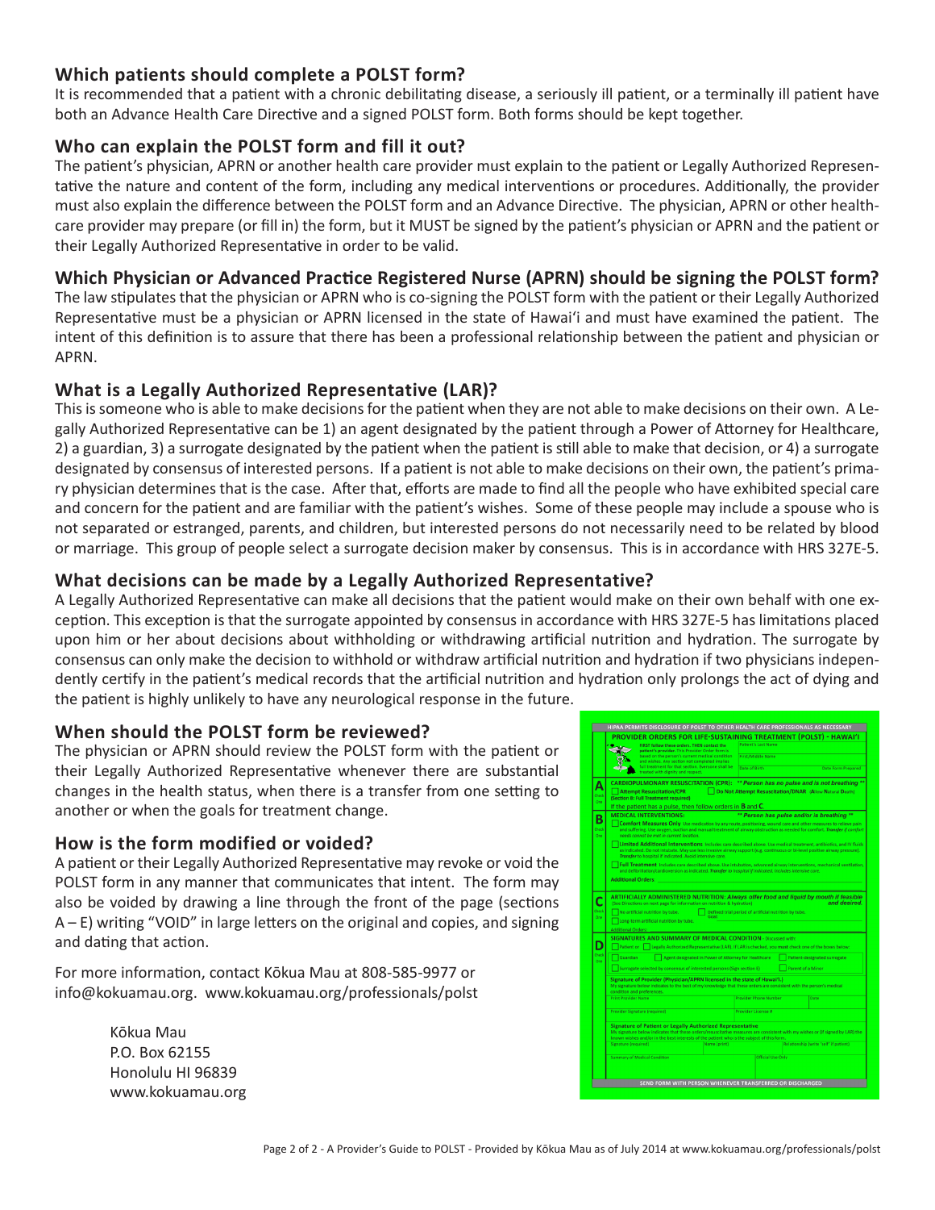## Which patients should complete a POLST form?

It is recommended that a patient with a chronic debilitating disease, a seriously ill patient, or a terminally ill patient have both an Advance Health Care Directive and a signed POLST form. Both forms should be kept together.

## Who can explain the POLST form and fill it out?

The patient's physician, APRN or another health care provider must explain to the patient or Legally Authorized Representative the nature and content of the form, including any medical interventions or procedures. Additionally, the provider must also explain the difference between the POLST form and an Advance Directive. The physician, APRN or other healthcare provider may prepare (or fill in) the form, but it MUST be signed by the patient's physician or APRN and the patient or their Legally Authorized Representative in order to be valid.

## Which Physician or Advanced Practice Registered Nurse (APRN) should be signing the POLST form?

The law stipulates that the physician or APRN who is co-signing the POLST form with the patient or their Legally Authorized Representative must be a physician or APRN licensed in the state of Hawai'i and must have examined the patient. The intent of this definition is to assure that there has been a professional relationship between the patient and physician or APRN.

## What is a Legally Authorized Representative (LAR)?

This is someone who is able to make decisions for the patient when they are not able to make decisions on their own. A Legally Authorized Representative can be 1) an agent designated by the patient through a Power of Attorney for Healthcare, 2) a guardian, 3) a surrogate designated by the patient when the patient is still able to make that decision, or 4) a surrogate designated by consensus of interested persons. If a patient is not able to make decisions on their own, the patient's primary physician determines that is the case. After that, efforts are made to find all the people who have exhibited special care and concern for the patient and are familiar with the patient's wishes. Some of these people may include a spouse who is not separated or estranged, parents, and children, but interested persons do not necessarily need to be related by blood or marriage. This group of people select a surrogate decision maker by consensus. This is in accordance with HRS 327E-5.

## What decisions can be made by a Legally Authorized Representative?

A Legally Authorized Representative can make all decisions that the patient would make on their own behalf with one exception. This exception is that the surrogate appointed by consensus in accordance with HRS 327E-5 has limitations placed upon him or her about decisions about withholding or withdrawing artificial nutrition and hydration. The surrogate by consensus can only make the decision to withhold or withdraw artificial nutrition and hydration if two physicians independently certify in the patient's medical records that the artificial nutrition and hydration only prolongs the act of dying and the patient is highly unlikely to have any neurological response in the future.

## When should the POLST form be reviewed?

The physician or APRN should review the POLST form with the patient or their Legally Authorized Representative whenever there are substantial changes in the health status, when there is a transfer from one setting to another or when the goals for treatment change.

## How is the form modified or voided?

A patient or their Legally Authorized Representative may revoke or void the POLST form in any manner that communicates that intent. The form may also be voided by drawing a line through the front of the page (sections A – E) writing "VOID" in large letters on the original and copies, and signing and dating that action.

For more information, contact Kōkua Mau at 808-585-9977 or info@kokuamau.org. www.kokuamau.org/professionals/polst

Kōkua Mau
P.O. Box 62155
Honolulu HI 96839
www.kokuamau.org